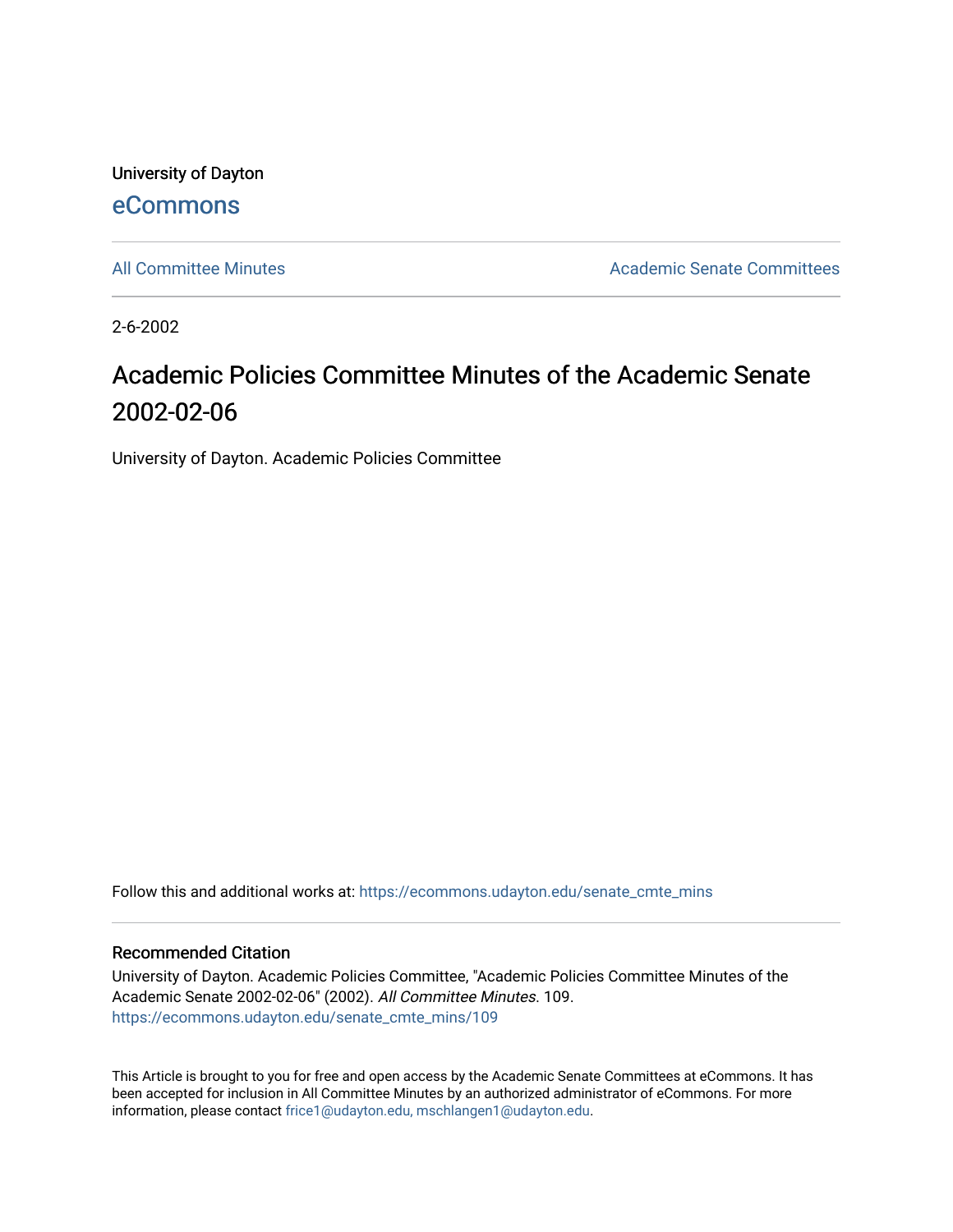University of Dayton

eCommons

All Committee Minutes

Academic Senate Committees

2-6-2002

# Academic Policies Committee Minutes of the Academic Senate 2002-02-06

University of Dayton. Academic Policies Committee

Follow this and additional works at: https://ecommons.udayton.edu/senate_cmte_mins

## Recommended Citation

University of Dayton. Academic Policies Committee, "Academic Policies Committee Minutes of the Academic Senate 2002-02-06" (2002). *All Committee Minutes*. 109.
https://ecommons.udayton.edu/senate_cmte_mins/109

This Article is brought to you for free and open access by the Academic Senate Committees at eCommons. It has been accepted for inclusion in All Committee Minutes by an authorized administrator of eCommons. For more information, please contact frice1@udayton.edu, mschlangen1@udayton.edu.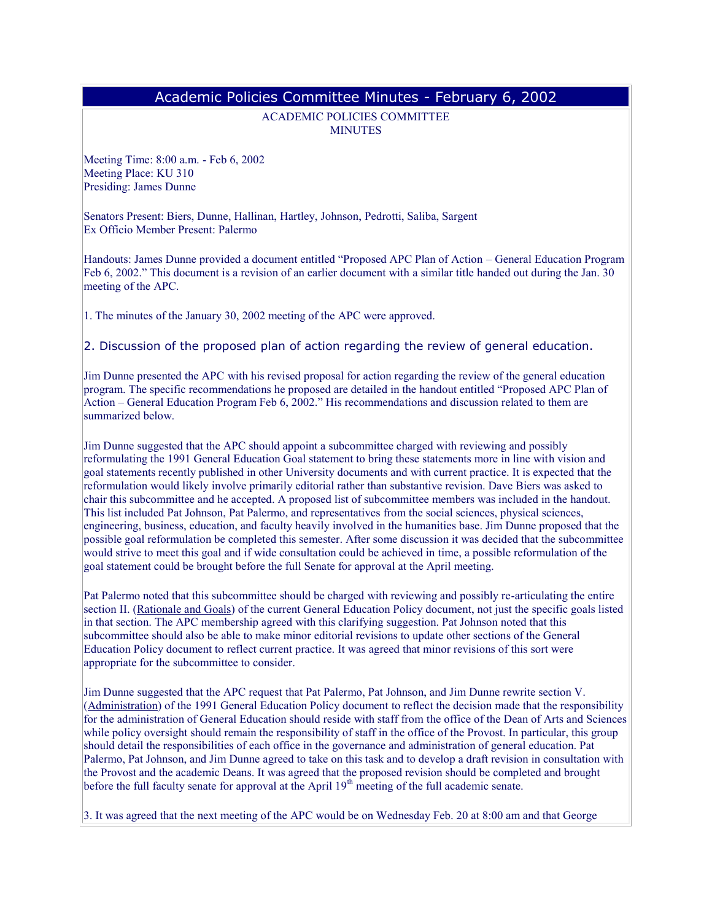# Academic Policies Committee Minutes - February 6, 2002

ACADEMIC POLICIES COMMITTEE
MINUTES

Meeting Time: 8:00 a.m. - Feb 6, 2002
Meeting Place: KU 310
Presiding: James Dunne

Senators Present: Biers, Dunne, Hallinan, Hartley, Johnson, Pedrotti, Saliba, Sargent
Ex Officio Member Present: Palermo

Handouts: James Dunne provided a document entitled "Proposed APC Plan of Action – General Education Program Feb 6, 2002." This document is a revision of an earlier document with a similar title handed out during the Jan. 30 meeting of the APC.

1. The minutes of the January 30, 2002 meeting of the APC were approved.

## 2. Discussion of the proposed plan of action regarding the review of general education.

Jim Dunne presented the APC with his revised proposal for action regarding the review of the general education program. The specific recommendations he proposed are detailed in the handout entitled "Proposed APC Plan of Action – General Education Program Feb 6, 2002." His recommendations and discussion related to them are summarized below.

Jim Dunne suggested that the APC should appoint a subcommittee charged with reviewing and possibly reformulating the 1991 General Education Goal statement to bring these statements more in line with vision and goal statements recently published in other University documents and with current practice. It is expected that the reformulation would likely involve primarily editorial rather than substantive revision. Dave Biers was asked to chair this subcommittee and he accepted. A proposed list of subcommittee members was included in the handout. This list included Pat Johnson, Pat Palermo, and representatives from the social sciences, physical sciences, engineering, business, education, and faculty heavily involved in the humanities base. Jim Dunne proposed that the possible goal reformulation be completed this semester. After some discussion it was decided that the subcommittee would strive to meet this goal and if wide consultation could be achieved in time, a possible reformulation of the goal statement could be brought before the full Senate for approval at the April meeting.

Pat Palermo noted that this subcommittee should be charged with reviewing and possibly re-articulating the entire section II. (Rationale and Goals) of the current General Education Policy document, not just the specific goals listed in that section. The APC membership agreed with this clarifying suggestion. Pat Johnson noted that this subcommittee should also be able to make minor editorial revisions to update other sections of the General Education Policy document to reflect current practice. It was agreed that minor revisions of this sort were appropriate for the subcommittee to consider.

Jim Dunne suggested that the APC request that Pat Palermo, Pat Johnson, and Jim Dunne rewrite section V. (Administration) of the 1991 General Education Policy document to reflect the decision made that the responsibility for the administration of General Education should reside with staff from the office of the Dean of Arts and Sciences while policy oversight should remain the responsibility of staff in the office of the Provost. In particular, this group should detail the responsibilities of each office in the governance and administration of general education. Pat Palermo, Pat Johnson, and Jim Dunne agreed to take on this task and to develop a draft revision in consultation with the Provost and the academic Deans. It was agreed that the proposed revision should be completed and brought before the full faculty senate for approval at the April 19th meeting of the full academic senate.

3. It was agreed that the next meeting of the APC would be on Wednesday Feb. 20 at 8:00 am and that George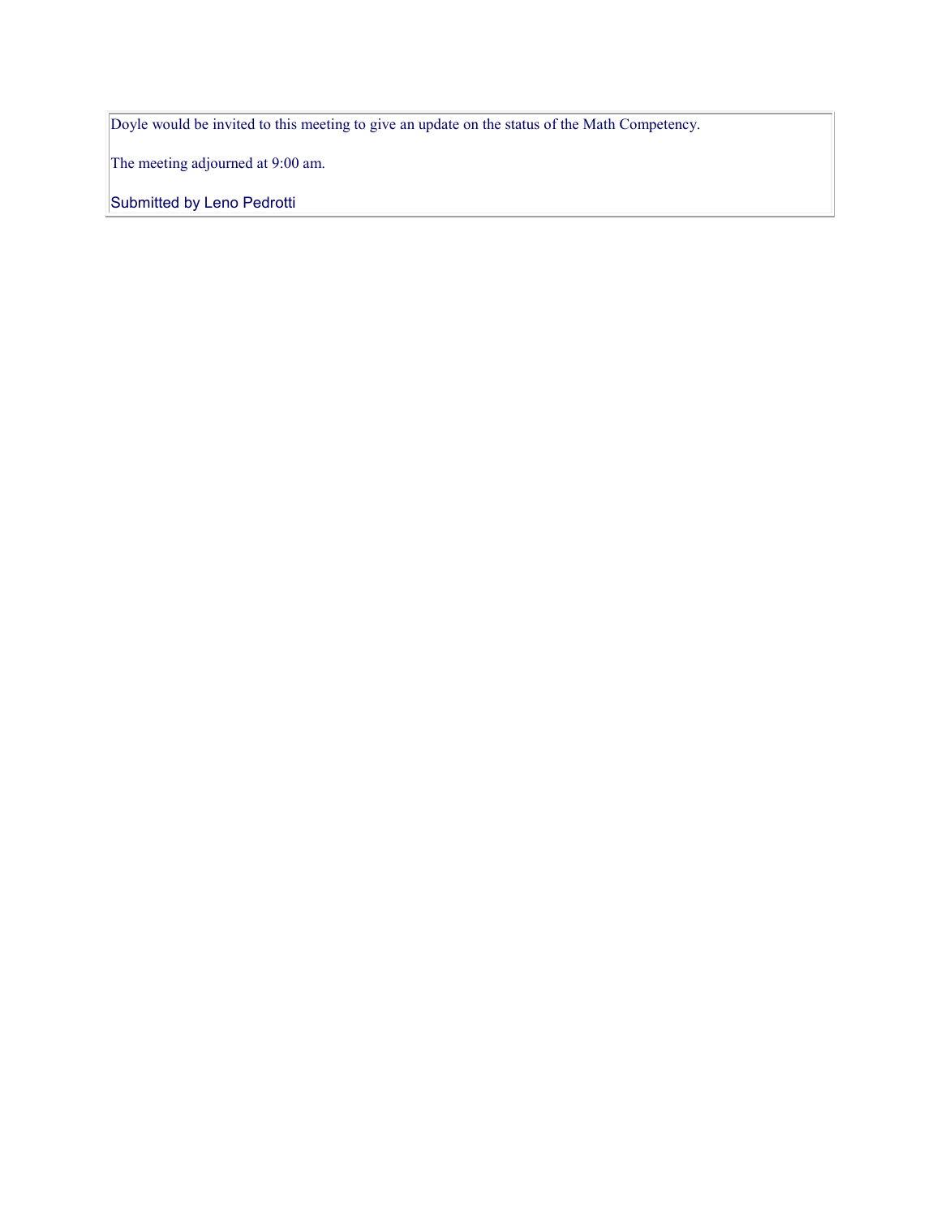Doyle would be invited to this meeting to give an update on the status of the Math Competency.

The meeting adjourned at 9:00 am.

Submitted by Leno Pedrotti